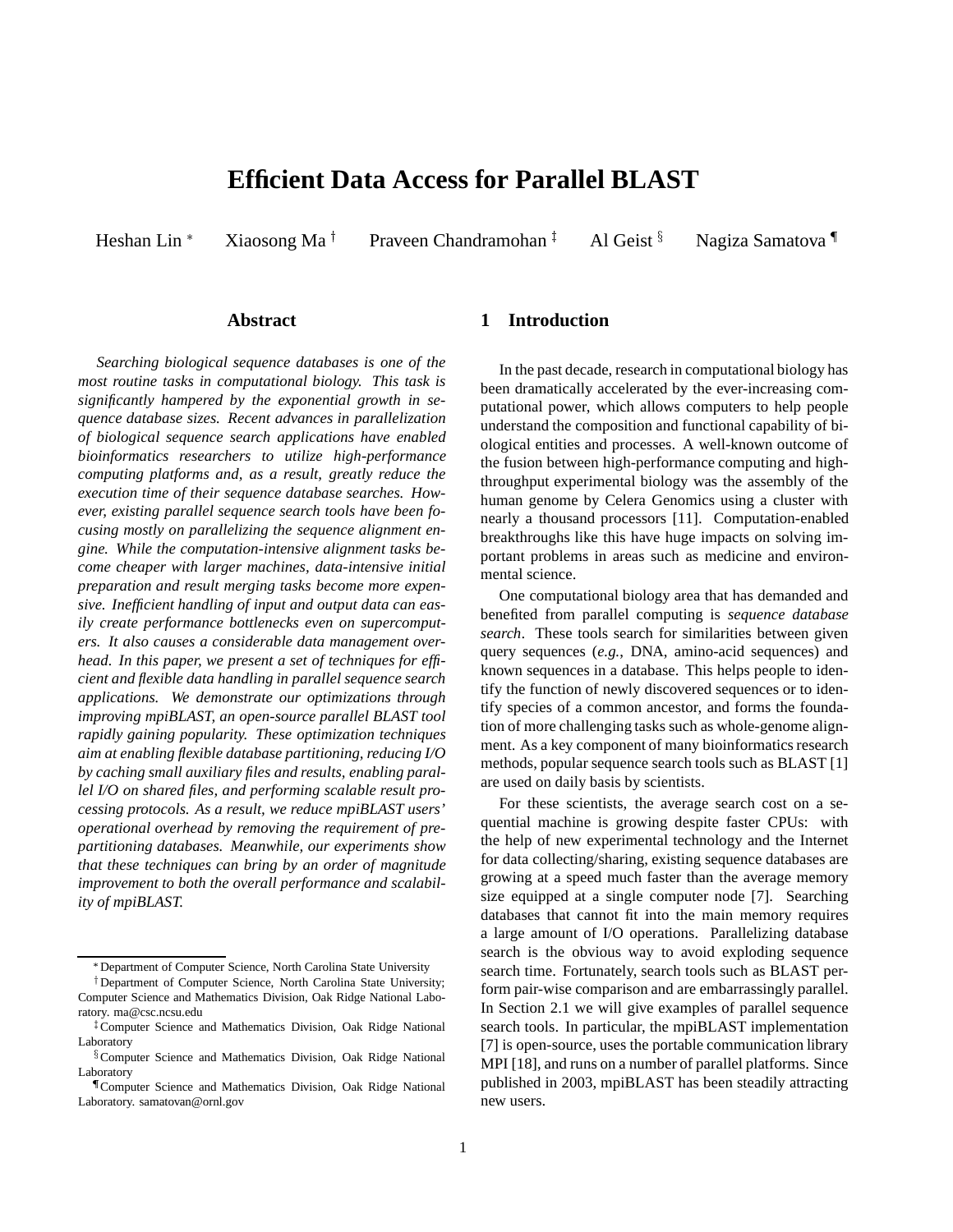# Efficient Data Access for Parallel BLAST

Heshan Lin [*] Xiaosong Ma [†] Praveen Chandramohan [‡] Al Geist [§] Nagiza Samatova [¶]

## Abstract

*Searching biological sequence databases is one of the most routine tasks in computational biology. This task is significantly hampered by the exponential growth in sequence database sizes. Recent advances in parallelization of biological sequence search applications have enabled bioinformatics researchers to utilize high-performance computing platforms and, as a result, greatly reduce the execution time of their sequence database searches. However, existing parallel sequence search tools have been focusing mostly on parallelizing the sequence alignment engine. While the computation-intensive alignment tasks become cheaper with larger machines, data-intensive initial preparation and result merging tasks become more expensive. Inefficient handling of input and output data can easily create performance bottlenecks even on supercomputers. It also causes a considerable data management overhead. In this paper, we present a set of techniques for efficient and flexible data handling in parallel sequence search applications. We demonstrate our optimizations through improving mpiBLAST, an open-source parallel BLAST tool rapidly gaining popularity. These optimization techniques aim at enabling flexible database partitioning, reducing I/O by caching small auxiliary files and results, enabling parallel I/O on shared files, and performing scalable result processing protocols. As a result, we reduce mpiBLAST users' operational overhead by removing the requirement of prepartitioning databases. Meanwhile, our experiments show that these techniques can bring by an order of magnitude improvement to both the overall performance and scalability of mpiBLAST.*

[*] Department of Computer Science, North Carolina State University

[†] Department of Computer Science, North Carolina State University; Computer Science and Mathematics Division, Oak Ridge National Laboratory. ma@csc.ncsu.edu

[‡] Computer Science and Mathematics Division, Oak Ridge National Laboratory

[§] Computer Science and Mathematics Division, Oak Ridge National Laboratory

[¶] Computer Science and Mathematics Division, Oak Ridge National Laboratory. samatovan@ornl.gov

## 1 Introduction

In the past decade, research in computational biology has been dramatically accelerated by the ever-increasing computational power, which allows computers to help people understand the composition and functional capability of biological entities and processes. A well-known outcome of the fusion between high-performance computing and high-throughput experimental biology was the assembly of the human genome by Celera Genomics using a cluster with nearly a thousand processors [11]. Computation-enabled breakthroughs like this have huge impacts on solving important problems in areas such as medicine and environmental science.

One computational biology area that has demanded and benefited from parallel computing is *sequence database search*. These tools search for similarities between given query sequences (*e.g.*, DNA, amino-acid sequences) and known sequences in a database. This helps people to identify the function of newly discovered sequences or to identify species of a common ancestor, and forms the foundation of more challenging tasks such as whole-genome alignment. As a key component of many bioinformatics research methods, popular sequence search tools such as BLAST [1] are used on daily basis by scientists.

For these scientists, the average search cost on a sequential machine is growing despite faster CPUs: with the help of new experimental technology and the Internet for data collecting/sharing, existing sequence databases are growing at a speed much faster than the average memory size equipped at a single computer node [7]. Searching databases that cannot fit into the main memory requires a large amount of I/O operations. Parallelizing database search is the obvious way to avoid exploding sequence search time. Fortunately, search tools such as BLAST perform pair-wise comparison and are embarrassingly parallel. In Section 2.1 we will give examples of parallel sequence search tools. In particular, the mpiBLAST implementation [7] is open-source, uses the portable communication library MPI [18], and runs on a number of parallel platforms. Since published in 2003, mpiBLAST has been steadily attracting new users.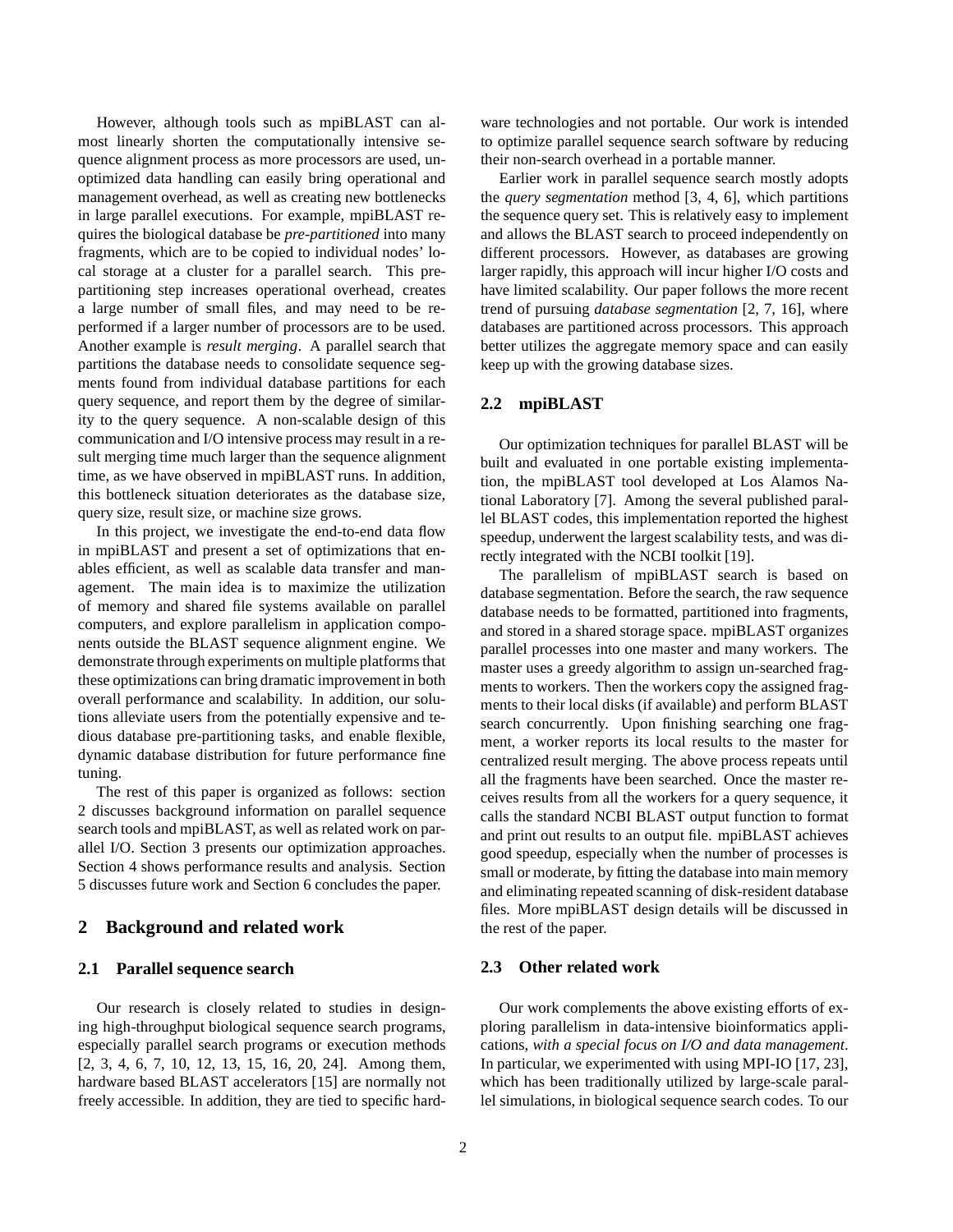However, although tools such as mpiBLAST can almost linearly shorten the computationally intensive sequence alignment process as more processors are used, unoptimized data handling can easily bring operational and management overhead, as well as creating new bottlenecks in large parallel executions. For example, mpiBLAST requires the biological database be *pre-partitioned* into many fragments, which are to be copied to individual nodes' local storage at a cluster for a parallel search. This pre-partitioning step increases operational overhead, creates a large number of small files, and may need to be re-performed if a larger number of processors are to be used. Another example is *result merging*. A parallel search that partitions the database needs to consolidate sequence segments found from individual database partitions for each query sequence, and report them by the degree of similarity to the query sequence. A non-scalable design of this communication and I/O intensive process may result in a result merging time much larger than the sequence alignment time, as we have observed in mpiBLAST runs. In addition, this bottleneck situation deteriorates as the database size, query size, result size, or machine size grows.

In this project, we investigate the end-to-end data flow in mpiBLAST and present a set of optimizations that enables efficient, as well as scalable data transfer and management. The main idea is to maximize the utilization of memory and shared file systems available on parallel computers, and explore parallelism in application components outside the BLAST sequence alignment engine. We demonstrate through experiments on multiple platforms that these optimizations can bring dramatic improvement in both overall performance and scalability. In addition, our solutions alleviate users from the potentially expensive and tedious database pre-partitioning tasks, and enable flexible, dynamic database distribution for future performance fine tuning.

The rest of this paper is organized as follows: section 2 discusses background information on parallel sequence search tools and mpiBLAST, as well as related work on parallel I/O. Section 3 presents our optimization approaches. Section 4 shows performance results and analysis. Section 5 discusses future work and Section 6 concludes the paper.

## 2 Background and related work

### 2.1 Parallel sequence search

Our research is closely related to studies in designing high-throughput biological sequence search programs, especially parallel search programs or execution methods [2, 3, 4, 6, 7, 10, 12, 13, 15, 16, 20, 24]. Among them, hardware based BLAST accelerators [15] are normally not freely accessible. In addition, they are tied to specific hardware technologies and not portable. Our work is intended to optimize parallel sequence search software by reducing their non-search overhead in a portable manner.

Earlier work in parallel sequence search mostly adopts the *query segmentation* method [3, 4, 6], which partitions the sequence query set. This is relatively easy to implement and allows the BLAST search to proceed independently on different processors. However, as databases are growing larger rapidly, this approach will incur higher I/O costs and have limited scalability. Our paper follows the more recent trend of pursuing *database segmentation* [2, 7, 16], where databases are partitioned across processors. This approach better utilizes the aggregate memory space and can easily keep up with the growing database sizes.

### 2.2 mpiBLAST

Our optimization techniques for parallel BLAST will be built and evaluated in one portable existing implementation, the mpiBLAST tool developed at Los Alamos National Laboratory [7]. Among the several published parallel BLAST codes, this implementation reported the highest speedup, underwent the largest scalability tests, and was directly integrated with the NCBI toolkit [19].

The parallelism of mpiBLAST search is based on database segmentation. Before the search, the raw sequence database needs to be formatted, partitioned into fragments, and stored in a shared storage space. mpiBLAST organizes parallel processes into one master and many workers. The master uses a greedy algorithm to assign un-searched fragments to workers. Then the workers copy the assigned fragments to their local disks (if available) and perform BLAST search concurrently. Upon finishing searching one fragment, a worker reports its local results to the master for centralized result merging. The above process repeats until all the fragments have been searched. Once the master receives results from all the workers for a query sequence, it calls the standard NCBI BLAST output function to format and print out results to an output file. mpiBLAST achieves good speedup, especially when the number of processes is small or moderate, by fitting the database into main memory and eliminating repeated scanning of disk-resident database files. More mpiBLAST design details will be discussed in the rest of the paper.

### 2.3 Other related work

Our work complements the above existing efforts of exploring parallelism in data-intensive bioinformatics applications, *with a special focus on I/O and data management*. In particular, we experimented with using MPI-IO [17, 23], which has been traditionally utilized by large-scale parallel simulations, in biological sequence search codes. To our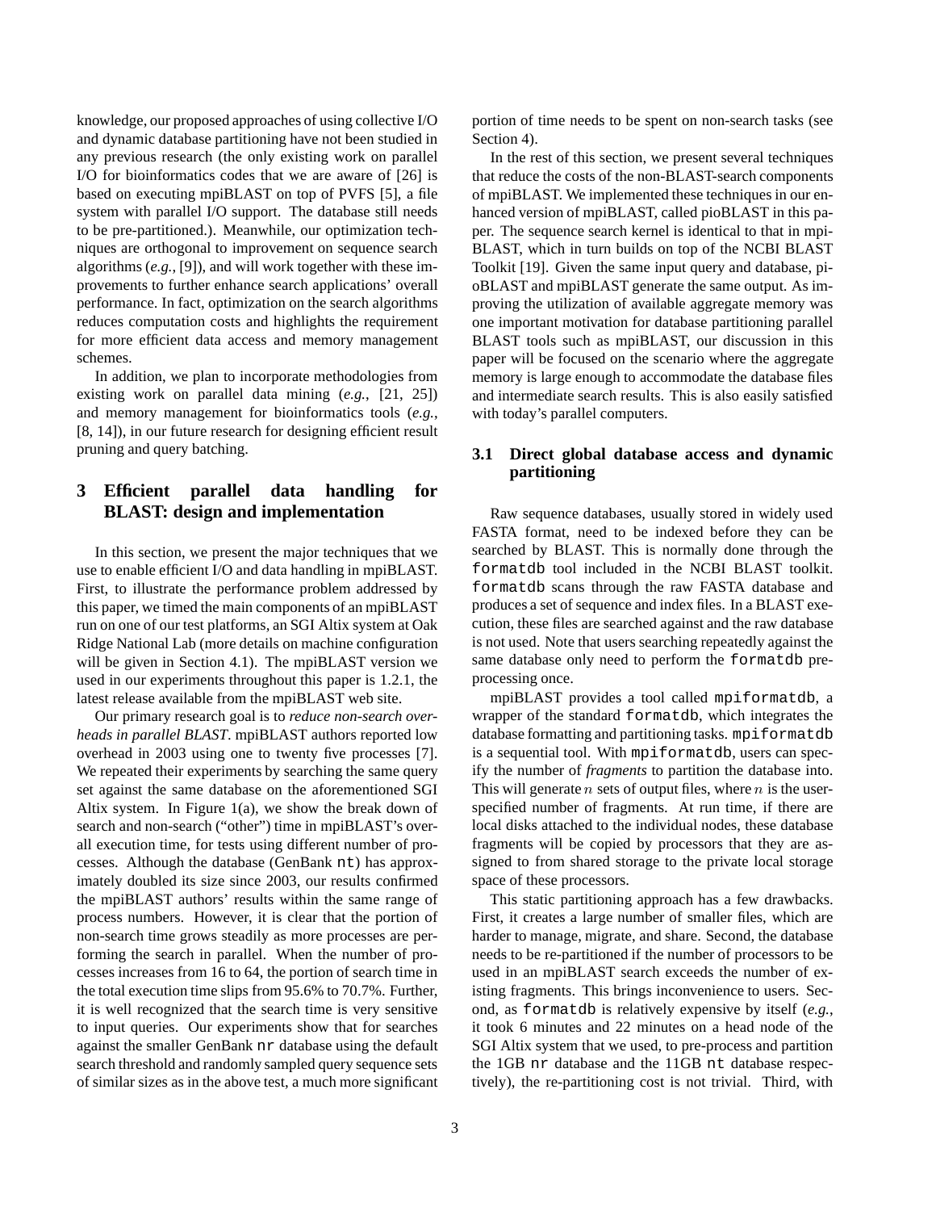knowledge, our proposed approaches of using collective I/O and dynamic database partitioning have not been studied in any previous research (the only existing work on parallel I/O for bioinformatics codes that we are aware of [26] is based on executing mpiBLAST on top of PVFS [5], a file system with parallel I/O support. The database still needs to be pre-partitioned.). Meanwhile, our optimization techniques are orthogonal to improvement on sequence search algorithms (*e.g.,* [9]), and will work together with these improvements to further enhance search applications' overall performance. In fact, optimization on the search algorithms reduces computation costs and highlights the requirement for more efficient data access and memory management schemes.

In addition, we plan to incorporate methodologies from existing work on parallel data mining (*e.g.,* [21, 25]) and memory management for bioinformatics tools (*e.g.,* [8, 14]), in our future research for designing efficient result pruning and query batching.

## 3 Efficient parallel data handling for BLAST: design and implementation

In this section, we present the major techniques that we use to enable efficient I/O and data handling in mpiBLAST. First, to illustrate the performance problem addressed by this paper, we timed the main components of an mpiBLAST run on one of our test platforms, an SGI Altix system at Oak Ridge National Lab (more details on machine configuration will be given in Section 4.1). The mpiBLAST version we used in our experiments throughout this paper is 1.2.1, the latest release available from the mpiBLAST web site.

Our primary research goal is to *reduce non-search overheads in parallel BLAST*. mpiBLAST authors reported low overhead in 2003 using one to twenty five processes [7]. We repeated their experiments by searching the same query set against the same database on the aforementioned SGI Altix system. In Figure 1(a), we show the break down of search and non-search ("other") time in mpiBLAST's overall execution time, for tests using different number of processes. Although the database (GenBank `nt`) has approximately doubled its size since 2003, our results confirmed the mpiBLAST authors' results within the same range of process numbers. However, it is clear that the portion of non-search time grows steadily as more processes are performing the search in parallel. When the number of processes increases from 16 to 64, the portion of search time in the total execution time slips from 95.6% to 70.7%. Further, it is well recognized that the search time is very sensitive to input queries. Our experiments show that for searches against the smaller GenBank `nr` database using the default search threshold and randomly sampled query sequence sets of similar sizes as in the above test, a much more significant portion of time needs to be spent on non-search tasks (see Section 4).

In the rest of this section, we present several techniques that reduce the costs of the non-BLAST-search components of mpiBLAST. We implemented these techniques in our enhanced version of mpiBLAST, called pioBLAST in this paper. The sequence search kernel is identical to that in mpiBLAST, which in turn builds on top of the NCBI BLAST Toolkit [19]. Given the same input query and database, pioBLAST and mpiBLAST generate the same output. As improving the utilization of available aggregate memory was one important motivation for database partitioning parallel BLAST tools such as mpiBLAST, our discussion in this paper will be focused on the scenario where the aggregate memory is large enough to accommodate the database files and intermediate search results. This is also easily satisfied with today's parallel computers.

### 3.1 Direct global database access and dynamic partitioning

Raw sequence databases, usually stored in widely used FASTA format, need to be indexed before they can be searched by BLAST. This is normally done through the `formatdb` tool included in the NCBI BLAST toolkit. `formatdb` scans through the raw FASTA database and produces a set of sequence and index files. In a BLAST execution, these files are searched against and the raw database is not used. Note that users searching repeatedly against the same database only need to perform the `formatdb` preprocessing once.

mpiBLAST provides a tool called `mpiformatdb`, a wrapper of the standard `formatdb`, which integrates the database formatting and partitioning tasks. `mpiformatdb` is a sequential tool. With `mpiformatdb`, users can specify the number of *fragments* to partition the database into. This will generate $n$ sets of output files, where $n$ is the user-specified number of fragments. At run time, if there are local disks attached to the individual nodes, these database fragments will be copied by processors that they are assigned to from shared storage to the private local storage space of these processors.

This static partitioning approach has a few drawbacks. First, it creates a large number of smaller files, which are harder to manage, migrate, and share. Second, the database needs to be re-partitioned if the number of processors to be used in an mpiBLAST search exceeds the number of existing fragments. This brings inconvenience to users. Second, as `formatdb` is relatively expensive by itself (*e.g.,* it took 6 minutes and 22 minutes on a head node of the SGI Altix system that we used, to pre-process and partition the 1GB `nr` database and the 11GB `nt` database respectively), the re-partitioning cost is not trivial. Third, with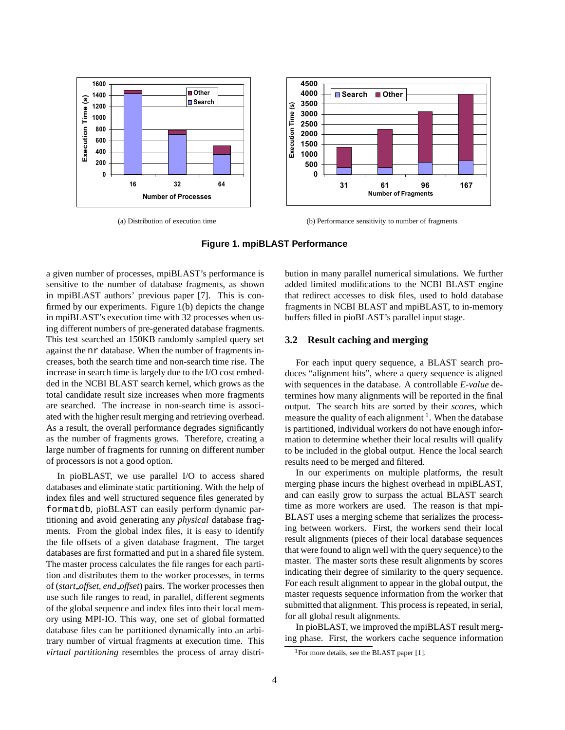(a) Distribution of execution time

(b) Performance sensitivity to number of fragments

**Figure 1. mpiBLAST Performance**

a given number of processes, mpiBLAST's performance is sensitive to the number of database fragments, as shown in mpiBLAST authors' previous paper [7]. This is confirmed by our experiments. Figure 1(b) depicts the change in mpiBLAST's execution time with 32 processes when using different numbers of pre-generated database fragments. This test searched an 150KB randomly sampled query set against the nr database. When the number of fragments increases, both the search time and non-search time rise. The increase in search time is largely due to the I/O cost embedded in the NCBI BLAST search kernel, which grows as the total candidate result size increases when more fragments are searched. The increase in non-search time is associated with the higher result merging and retrieving overhead. As a result, the overall performance degrades significantly as the number of fragments grows. Therefore, creating a large number of fragments for running on different number of processors is not a good option.

In pioBLAST, we use parallel I/O to access shared databases and eliminate static partitioning. With the help of index files and well structured sequence files generated by formatdb, pioBLAST can easily perform dynamic partitioning and avoid generating any *physical* database fragments. From the global index files, it is easy to identify the file offsets of a given database fragment. The target databases are first formatted and put in a shared file system. The master process calculates the file ranges for each partition and distributes them to the worker processes, in terms of (*start_offset, end_offset*) pairs. The worker processes then use such file ranges to read, in parallel, different segments of the global sequence and index files into their local memory using MPI-IO. This way, one set of global formatted database files can be partitioned dynamically into an arbitrary number of virtual fragments at execution time. This *virtual partitioning* resembles the process of array distribution in many parallel numerical simulations. We further added limited modifications to the NCBI BLAST engine that redirect accesses to disk files, used to hold database fragments in NCBI BLAST and mpiBLAST, to in-memory buffers filled in pioBLAST's parallel input stage.

### 3.2 Result caching and merging

For each input query sequence, a BLAST search produces "alignment hits", where a query sequence is aligned with sequences in the database. A controllable *E-value* determines how many alignments will be reported in the final output. The search hits are sorted by their *scores*, which measure the quality of each alignment [1]. When the database is partitioned, individual workers do not have enough information to determine whether their local results will qualify to be included in the global output. Hence the local search results need to be merged and filtered.

In our experiments on multiple platforms, the result merging phase incurs the highest overhead in mpiBLAST, and can easily grow to surpass the actual BLAST search time as more workers are used. The reason is that mpiBLAST uses a merging scheme that serializes the processing between workers. First, the workers send their local result alignments (pieces of their local database sequences that were found to align well with the query sequence) to the master. The master sorts these result alignments by scores indicating their degree of similarity to the query sequence. For each result alignment to appear in the global output, the master requests sequence information from the worker that submitted that alignment. This process is repeated, in serial, for all global result alignments.

In pioBLAST, we improved the mpiBLAST result merging phase. First, the workers cache sequence information

[1] For more details, see the BLAST paper [1].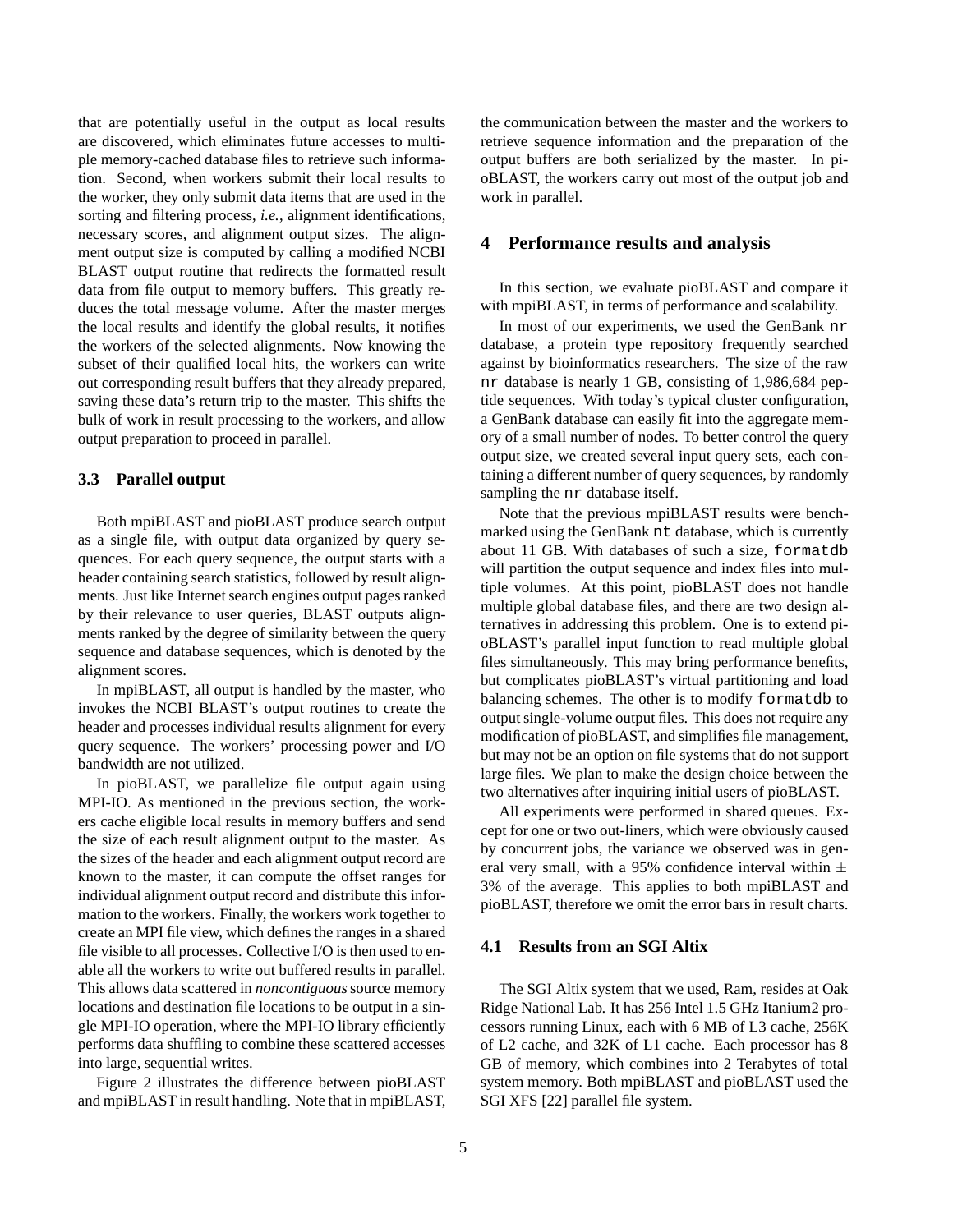that are potentially useful in the output as local results are discovered, which eliminates future accesses to multiple memory-cached database files to retrieve such information. Second, when workers submit their local results to the worker, they only submit data items that are used in the sorting and filtering process, *i.e.*, alignment identifications, necessary scores, and alignment output sizes. The alignment output size is computed by calling a modified NCBI BLAST output routine that redirects the formatted result data from file output to memory buffers. This greatly reduces the total message volume. After the master merges the local results and identify the global results, it notifies the workers of the selected alignments. Now knowing the subset of their qualified local hits, the workers can write out corresponding result buffers that they already prepared, saving these data's return trip to the master. This shifts the bulk of work in result processing to the workers, and allow output preparation to proceed in parallel.

### 3.3 Parallel output

Both mpiBLAST and pioBLAST produce search output as a single file, with output data organized by query sequences. For each query sequence, the output starts with a header containing search statistics, followed by result alignments. Just like Internet search engines output pages ranked by their relevance to user queries, BLAST outputs alignments ranked by the degree of similarity between the query sequence and database sequences, which is denoted by the alignment scores.

In mpiBLAST, all output is handled by the master, who invokes the NCBI BLAST's output routines to create the header and processes individual results alignment for every query sequence. The workers' processing power and I/O bandwidth are not utilized.

In pioBLAST, we parallelize file output again using MPI-IO. As mentioned in the previous section, the workers cache eligible local results in memory buffers and send the size of each result alignment output to the master. As the sizes of the header and each alignment output record are known to the master, it can compute the offset ranges for individual alignment output record and distribute this information to the workers. Finally, the workers work together to create an MPI file view, which defines the ranges in a shared file visible to all processes. Collective I/O is then used to enable all the workers to write out buffered results in parallel. This allows data scattered in *noncontiguous* source memory locations and destination file locations to be output in a single MPI-IO operation, where the MPI-IO library efficiently performs data shuffling to combine these scattered accesses into large, sequential writes.

Figure 2 illustrates the difference between pioBLAST and mpiBLAST in result handling. Note that in mpiBLAST, the communication between the master and the workers to retrieve sequence information and the preparation of the output buffers are both serialized by the master. In pioBLAST, the workers carry out most of the output job and work in parallel.

## 4 Performance results and analysis

In this section, we evaluate pioBLAST and compare it with mpiBLAST, in terms of performance and scalability.

In most of our experiments, we used the GenBank `nr` database, a protein type repository frequently searched against by bioinformatics researchers. The size of the raw `nr` database is nearly 1 GB, consisting of 1,986,684 peptide sequences. With today's typical cluster configuration, a GenBank database can easily fit into the aggregate memory of a small number of nodes. To better control the query output size, we created several input query sets, each containing a different number of query sequences, by randomly sampling the `nr` database itself.

Note that the previous mpiBLAST results were benchmarked using the GenBank `nt` database, which is currently about 11 GB. With databases of such a size, `formatdb` will partition the output sequence and index files into multiple volumes. At this point, pioBLAST does not handle multiple global database files, and there are two design alternatives in addressing this problem. One is to extend pioBLAST's parallel input function to read multiple global files simultaneously. This may bring performance benefits, but complicates pioBLAST's virtual partitioning and load balancing schemes. The other is to modify `formatdb` to output single-volume output files. This does not require any modification of pioBLAST, and simplifies file management, but may not be an option on file systems that do not support large files. We plan to make the design choice between the two alternatives after inquiring initial users of pioBLAST.

All experiments were performed in shared queues. Except for one or two out-liners, which were obviously caused by concurrent jobs, the variance we observed was in general very small, with a 95% confidence interval within $\pm$ 3% of the average. This applies to both mpiBLAST and pioBLAST, therefore we omit the error bars in result charts.

### 4.1 Results from an SGI Altix

The SGI Altix system that we used, Ram, resides at Oak Ridge National Lab. It has 256 Intel 1.5 GHz Itanium2 processors running Linux, each with 6 MB of L3 cache, 256K of L2 cache, and 32K of L1 cache. Each processor has 8 GB of memory, which combines into 2 Terabytes of total system memory. Both mpiBLAST and pioBLAST used the SGI XFS [22] parallel file system.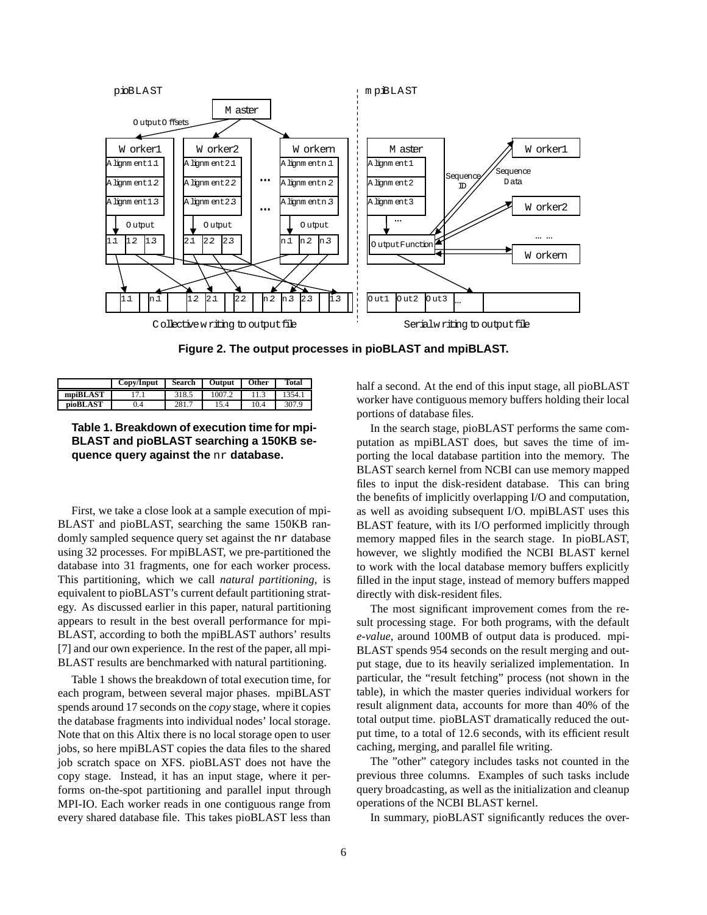**Figure 2. The output processes in pioBLAST and mpiBLAST.**

| | Copy/Input | Search | Output | Other | Total |
|---|---|---|---|---|---|
| **mpiBLAST** | 17.1 | 318.5 | 1007.2 | 11.3 | 1354.1 |
| **pioBLAST** | 0.4 | 281.7 | 15.4 | 10.4 | 307.9 |

**Table 1. Breakdown of execution time for mpiBLAST and pioBLAST searching a 150KB sequence query against the** `nr` **database.**

First, we take a close look at a sample execution of mpiBLAST and pioBLAST, searching the same 150KB randomly sampled sequence query set against the `nr` database using 32 processes. For mpiBLAST, we pre-partitioned the database into 31 fragments, one for each worker process. This partitioning, which we call *natural partitioning*, is equivalent to pioBLAST's current default partitioning strategy. As discussed earlier in this paper, natural partitioning appears to result in the best overall performance for mpiBLAST, according to both the mpiBLAST authors' results [7] and our own experience. In the rest of the paper, all mpiBLAST results are benchmarked with natural partitioning.

Table 1 shows the breakdown of total execution time, for each program, between several major phases. mpiBLAST spends around 17 seconds on the *copy* stage, where it copies the database fragments into individual nodes' local storage. Note that on this Altix there is no local storage open to user jobs, so here mpiBLAST copies the data files to the shared job scratch space on XFS. pioBLAST does not have the copy stage. Instead, it has an input stage, where it performs on-the-spot partitioning and parallel input through MPI-IO. Each worker reads in one contiguous range from every shared database file. This takes pioBLAST less than half a second. At the end of this input stage, all pioBLAST worker have contiguous memory buffers holding their local portions of database files.

In the search stage, pioBLAST performs the same computation as mpiBLAST does, but saves the time of importing the local database partition into the memory. The BLAST search kernel from NCBI can use memory mapped files to input the disk-resident database. This can bring the benefits of implicitly overlapping I/O and computation, as well as avoiding subsequent I/O. mpiBLAST uses this BLAST feature, with its I/O performed implicitly through memory mapped files in the search stage. In pioBLAST, however, we slightly modified the NCBI BLAST kernel to work with the local database memory buffers explicitly filled in the input stage, instead of memory buffers mapped directly with disk-resident files.

The most significant improvement comes from the result processing stage. For both programs, with the default *e-value*, around 100MB of output data is produced. mpiBLAST spends 954 seconds on the result merging and output stage, due to its heavily serialized implementation. In particular, the "result fetching" process (not shown in the table), in which the master queries individual workers for result alignment data, accounts for more than 40% of the total output time. pioBLAST dramatically reduced the output time, to a total of 12.6 seconds, with its efficient result caching, merging, and parallel file writing.

The "other" category includes tasks not counted in the previous three columns. Examples of such tasks include query broadcasting, as well as the initialization and cleanup operations of the NCBI BLAST kernel.

In summary, pioBLAST significantly reduces the over-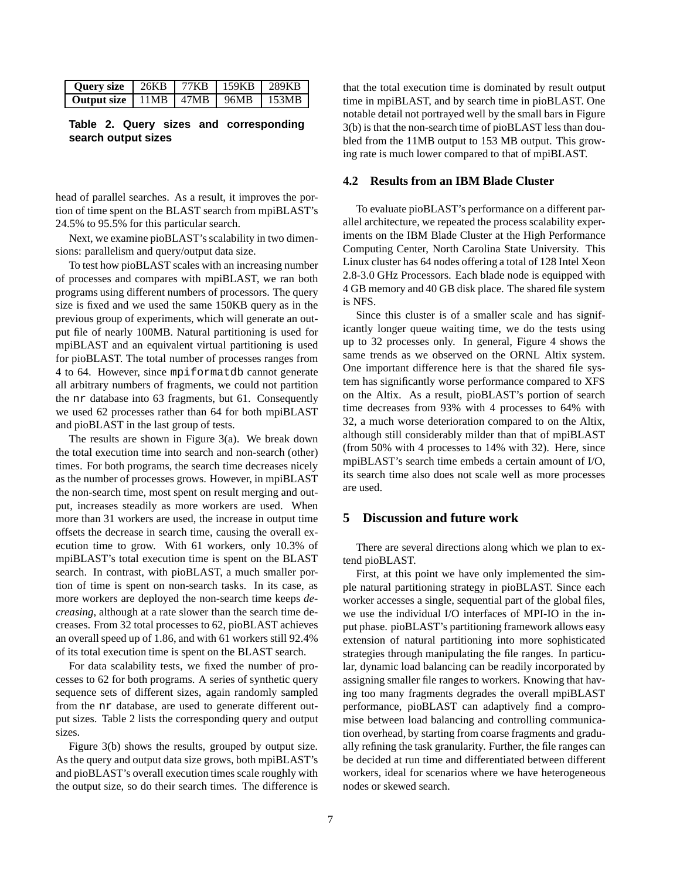| **Query size** | 26KB | 77KB | 159KB | 289KB |
|---|---|---|---|---|
| **Output size** | 11MB | 47MB | 96MB | 153MB |

**Table 2. Query sizes and corresponding search output sizes**

head of parallel searches. As a result, it improves the portion of time spent on the BLAST search from mpiBLAST's 24.5% to 95.5% for this particular search.

Next, we examine pioBLAST's scalability in two dimensions: parallelism and query/output data size.

To test how pioBLAST scales with an increasing number of processes and compares with mpiBLAST, we ran both programs using different numbers of processors. The query size is fixed and we used the same 150KB query as in the previous group of experiments, which will generate an output file of nearly 100MB. Natural partitioning is used for mpiBLAST and an equivalent virtual partitioning is used for pioBLAST. The total number of processes ranges from 4 to 64. However, since `mpiformatdb` cannot generate all arbitrary numbers of fragments, we could not partition the `nr` database into 63 fragments, but 61. Consequently we used 62 processes rather than 64 for both mpiBLAST and pioBLAST in the last group of tests.

The results are shown in Figure 3(a). We break down the total execution time into search and non-search (other) times. For both programs, the search time decreases nicely as the number of processes grows. However, in mpiBLAST the non-search time, most spent on result merging and output, increases steadily as more workers are used. When more than 31 workers are used, the increase in output time offsets the decrease in search time, causing the overall execution time to grow. With 61 workers, only 10.3% of mpiBLAST's total execution time is spent on the BLAST search. In contrast, with pioBLAST, a much smaller portion of time is spent on non-search tasks. In its case, as more workers are deployed the non-search time keeps *decreasing*, although at a rate slower than the search time decreases. From 32 total processes to 62, pioBLAST achieves an overall speed up of 1.86, and with 61 workers still 92.4% of its total execution time is spent on the BLAST search.

For data scalability tests, we fixed the number of processes to 62 for both programs. A series of synthetic query sequence sets of different sizes, again randomly sampled from the `nr` database, are used to generate different output sizes. Table 2 lists the corresponding query and output sizes.

Figure 3(b) shows the results, grouped by output size. As the query and output data size grows, both mpiBLAST's and pioBLAST's overall execution times scale roughly with the output size, so do their search times. The difference is that the total execution time is dominated by result output time in mpiBLAST, and by search time in pioBLAST. One notable detail not portrayed well by the small bars in Figure 3(b) is that the non-search time of pioBLAST less than doubled from the 11MB output to 153 MB output. This growing rate is much lower compared to that of mpiBLAST.

### 4.2 Results from an IBM Blade Cluster

To evaluate pioBLAST's performance on a different parallel architecture, we repeated the process scalability experiments on the IBM Blade Cluster at the High Performance Computing Center, North Carolina State University. This Linux cluster has 64 nodes offering a total of 128 Intel Xeon 2.8-3.0 GHz Processors. Each blade node is equipped with 4 GB memory and 40 GB disk place. The shared file system is NFS.

Since this cluster is of a smaller scale and has significantly longer queue waiting time, we do the tests using up to 32 processes only. In general, Figure 4 shows the same trends as we observed on the ORNL Altix system. One important difference here is that the shared file system has significantly worse performance compared to XFS on the Altix. As a result, pioBLAST's portion of search time decreases from 93% with 4 processes to 64% with 32, a much worse deterioration compared to on the Altix, although still considerably milder than that of mpiBLAST (from 50% with 4 processes to 14% with 32). Here, since mpiBLAST's search time embeds a certain amount of I/O, its search time also does not scale well as more processes are used.

## 5 Discussion and future work

There are several directions along which we plan to extend pioBLAST.

First, at this point we have only implemented the simple natural partitioning strategy in pioBLAST. Since each worker accesses a single, sequential part of the global files, we use the individual I/O interfaces of MPI-IO in the input phase. pioBLAST's partitioning framework allows easy extension of natural partitioning into more sophisticated strategies through manipulating the file ranges. In particular, dynamic load balancing can be readily incorporated by assigning smaller file ranges to workers. Knowing that having too many fragments degrades the overall mpiBLAST performance, pioBLAST can adaptively find a compromise between load balancing and controlling communication overhead, by starting from coarse fragments and gradually refining the task granularity. Further, the file ranges can be decided at run time and differentiated between different workers, ideal for scenarios where we have heterogeneous nodes or skewed search.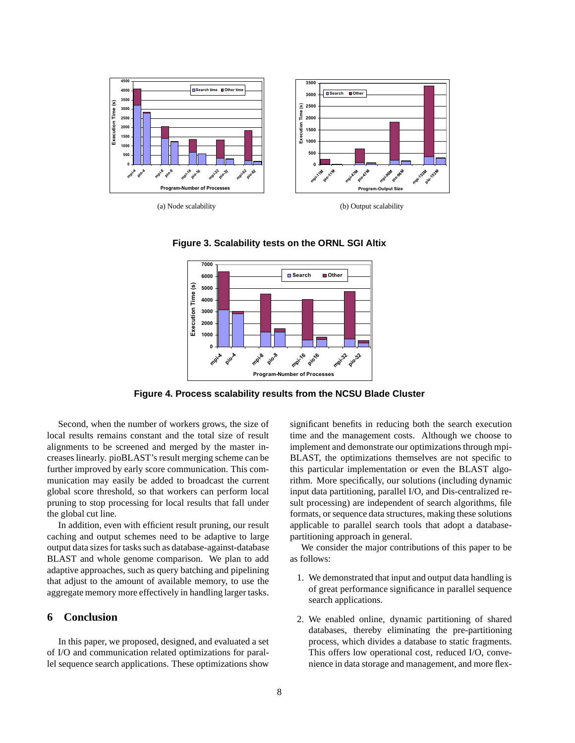(a) Node scalability

(b) Output scalability

**Figure 3. Scalability tests on the ORNL SGI Altix**

**Figure 4. Process scalability results from the NCSU Blade Cluster**

Second, when the number of workers grows, the size of local results remains constant and the total size of result alignments to be screened and merged by the master increases linearly. pioBLAST's result merging scheme can be further improved by early score communication. This communication may easily be added to broadcast the current global score threshold, so that workers can perform local pruning to stop processing for local results that fall under the global cut line.

In addition, even with efficient result pruning, our result caching and output schemes need to be adaptive to large output data sizes for tasks such as database-against-database BLAST and whole genome comparison. We plan to add adaptive approaches, such as query batching and pipelining that adjust to the amount of available memory, to use the aggregate memory more effectively in handling larger tasks.

## 6 Conclusion

In this paper, we proposed, designed, and evaluated a set of I/O and communication related optimizations for parallel sequence search applications. These optimizations show significant benefits in reducing both the search execution time and the management costs. Although we choose to implement and demonstrate our optimizations through mpiBLAST, the optimizations themselves are not specific to this particular implementation or even the BLAST algorithm. More specifically, our solutions (including dynamic input data partitioning, parallel I/O, and Dis-centralized result processing) are independent of search algorithms, file formats, or sequence data structures, making these solutions applicable to parallel search tools that adopt a database-partitioning approach in general.

We consider the major contributions of this paper to be as follows:

1. We demonstrated that input and output data handling is of great performance significance in parallel sequence search applications.

2. We enabled online, dynamic partitioning of shared databases, thereby eliminating the pre-partitioning process, which divides a database to static fragments. This offers low operational cost, reduced I/O, convenience in data storage and management, and more flex-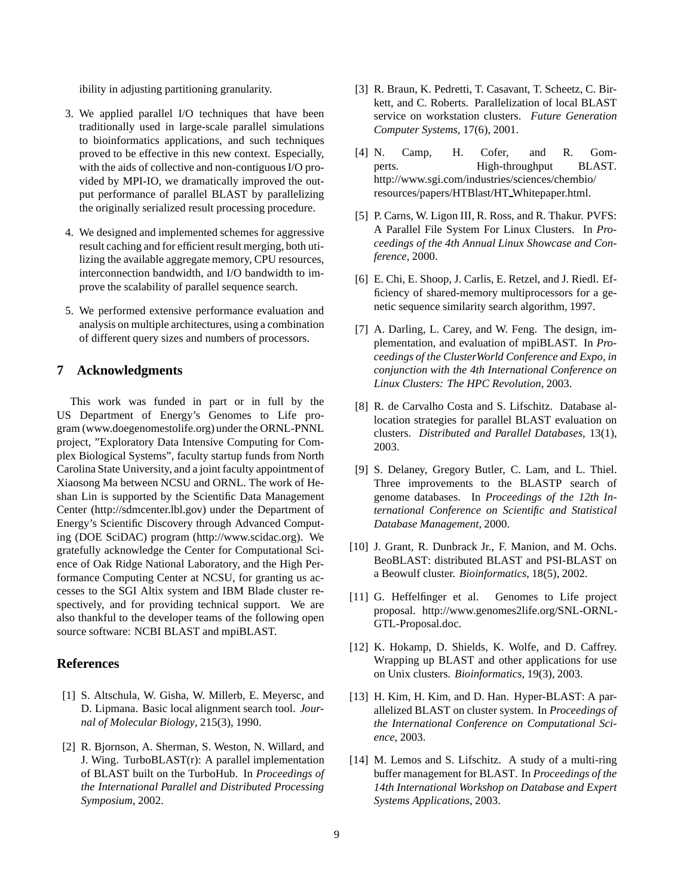ibility in adjusting partitioning granularity.

3. We applied parallel I/O techniques that have been traditionally used in large-scale parallel simulations to bioinformatics applications, and such techniques proved to be effective in this new context. Especially, with the aids of collective and non-contiguous I/O provided by MPI-IO, we dramatically improved the output performance of parallel BLAST by parallelizing the originally serialized result processing procedure.

4. We designed and implemented schemes for aggressive result caching and for efficient result merging, both utilizing the available aggregate memory, CPU resources, interconnection bandwidth, and I/O bandwidth to improve the scalability of parallel sequence search.

5. We performed extensive performance evaluation and analysis on multiple architectures, using a combination of different query sizes and numbers of processors.

## 7 Acknowledgments

This work was funded in part or in full by the US Department of Energy's Genomes to Life program (www.doegenomestolife.org) under the ORNL-PNNL project, "Exploratory Data Intensive Computing for Complex Biological Systems", faculty startup funds from North Carolina State University, and a joint faculty appointment of Xiaosong Ma between NCSU and ORNL. The work of Heshan Lin is supported by the Scientific Data Management Center (http://sdmcenter.lbl.gov) under the Department of Energy's Scientific Discovery through Advanced Computing (DOE SciDAC) program (http://www.scidac.org). We gratefully acknowledge the Center for Computational Science of Oak Ridge National Laboratory, and the High Performance Computing Center at NCSU, for granting us accesses to the SGI Altix system and IBM Blade cluster respectively, and for providing technical support. We are also thankful to the developer teams of the following open source software: NCBI BLAST and mpiBLAST.

## References

[1] S. Altschula, W. Gisha, W. Millerb, E. Meyersc, and D. Lipmana. Basic local alignment search tool. *Journal of Molecular Biology*, 215(3), 1990.

[2] R. Bjornson, A. Sherman, S. Weston, N. Willard, and J. Wing. TurboBLAST(r): A parallel implementation of BLAST built on the TurboHub. In *Proceedings of the International Parallel and Distributed Processing Symposium*, 2002.

[3] R. Braun, K. Pedretti, T. Casavant, T. Scheetz, C. Birkett, and C. Roberts. Parallelization of local BLAST service on workstation clusters. *Future Generation Computer Systems*, 17(6), 2001.

[4] N. Camp, H. Cofer, and R. Gomperts. High-throughput BLAST. http://www.sgi.com/industries/sciences/chembio/resources/papers/HTBlast/HT_Whitepaper.html.

[5] P. Carns, W. Ligon III, R. Ross, and R. Thakur. PVFS: A Parallel File System For Linux Clusters. In *Proceedings of the 4th Annual Linux Showcase and Conference*, 2000.

[6] E. Chi, E. Shoop, J. Carlis, E. Retzel, and J. Riedl. Efficiency of shared-memory multiprocessors for a genetic sequence similarity search algorithm, 1997.

[7] A. Darling, L. Carey, and W. Feng. The design, implementation, and evaluation of mpiBLAST. In *Proceedings of the ClusterWorld Conference and Expo, in conjunction with the 4th International Conference on Linux Clusters: The HPC Revolution*, 2003.

[8] R. de Carvalho Costa and S. Lifschitz. Database allocation strategies for parallel BLAST evaluation on clusters. *Distributed and Parallel Databases*, 13(1), 2003.

[9] S. Delaney, Gregory Butler, C. Lam, and L. Thiel. Three improvements to the BLASTP search of genome databases. In *Proceedings of the 12th International Conference on Scientific and Statistical Database Management*, 2000.

[10] J. Grant, R. Dunbrack Jr., F. Manion, and M. Ochs. BeoBLAST: distributed BLAST and PSI-BLAST on a Beowulf cluster. *Bioinformatics*, 18(5), 2002.

[11] G. Heffelfinger et al. Genomes to Life project proposal. http://www.genomes2life.org/SNL-ORNL-GTL-Proposal.doc.

[12] K. Hokamp, D. Shields, K. Wolfe, and D. Caffrey. Wrapping up BLAST and other applications for use on Unix clusters. *Bioinformatics*, 19(3), 2003.

[13] H. Kim, H. Kim, and D. Han. Hyper-BLAST: A parallelized BLAST on cluster system. In *Proceedings of the International Conference on Computational Science*, 2003.

[14] M. Lemos and S. Lifschitz. A study of a multi-ring buffer management for BLAST. In *Proceedings of the 14th International Workshop on Database and Expert Systems Applications*, 2003.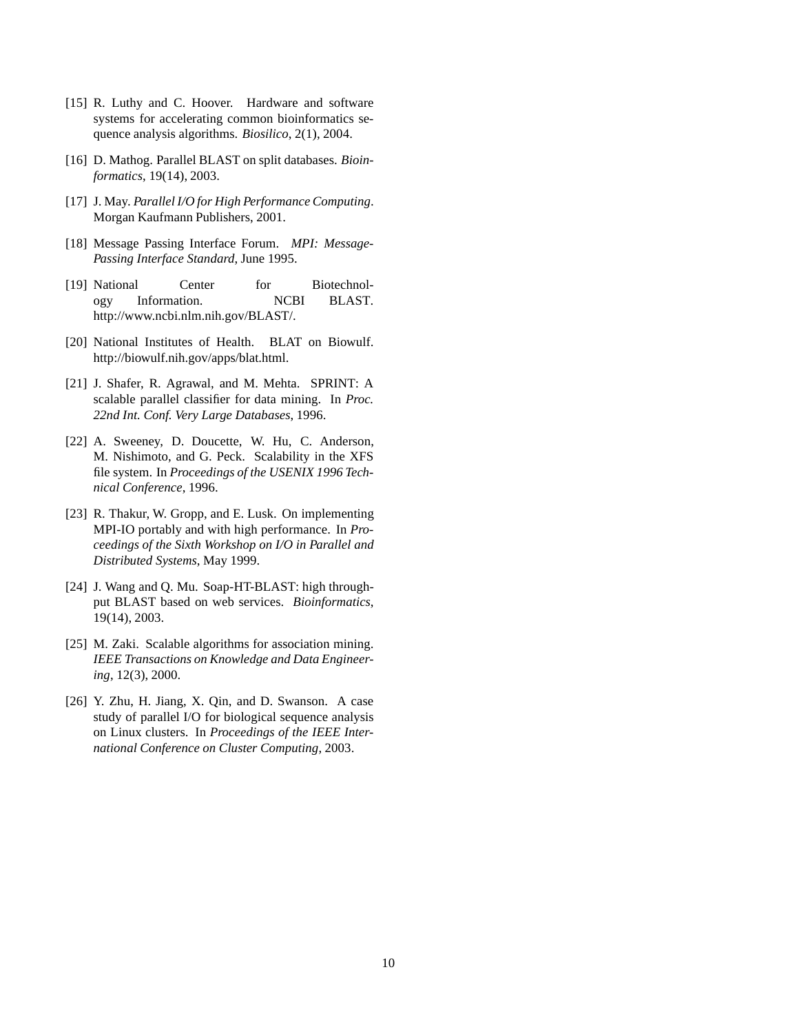[15] R. Luthy and C. Hoover. Hardware and software systems for accelerating common bioinformatics sequence analysis algorithms. *Biosilico*, 2(1), 2004.

[16] D. Mathog. Parallel BLAST on split databases. *Bioinformatics*, 19(14), 2003.

[17] J. May. *Parallel I/O for High Performance Computing*. Morgan Kaufmann Publishers, 2001.

[18] Message Passing Interface Forum. *MPI: Message-Passing Interface Standard*, June 1995.

[19] National Center for Biotechnology Information. NCBI BLAST. http://www.ncbi.nlm.nih.gov/BLAST/.

[20] National Institutes of Health. BLAT on Biowulf. http://biowulf.nih.gov/apps/blat.html.

[21] J. Shafer, R. Agrawal, and M. Mehta. SPRINT: A scalable parallel classifier for data mining. In *Proc. 22nd Int. Conf. Very Large Databases*, 1996.

[22] A. Sweeney, D. Doucette, W. Hu, C. Anderson, M. Nishimoto, and G. Peck. Scalability in the XFS file system. In *Proceedings of the USENIX 1996 Technical Conference*, 1996.

[23] R. Thakur, W. Gropp, and E. Lusk. On implementing MPI-IO portably and with high performance. In *Proceedings of the Sixth Workshop on I/O in Parallel and Distributed Systems*, May 1999.

[24] J. Wang and Q. Mu. Soap-HT-BLAST: high throughput BLAST based on web services. *Bioinformatics*, 19(14), 2003.

[25] M. Zaki. Scalable algorithms for association mining. *IEEE Transactions on Knowledge and Data Engineering*, 12(3), 2000.

[26] Y. Zhu, H. Jiang, X. Qin, and D. Swanson. A case study of parallel I/O for biological sequence analysis on Linux clusters. In *Proceedings of the IEEE International Conference on Cluster Computing*, 2003.